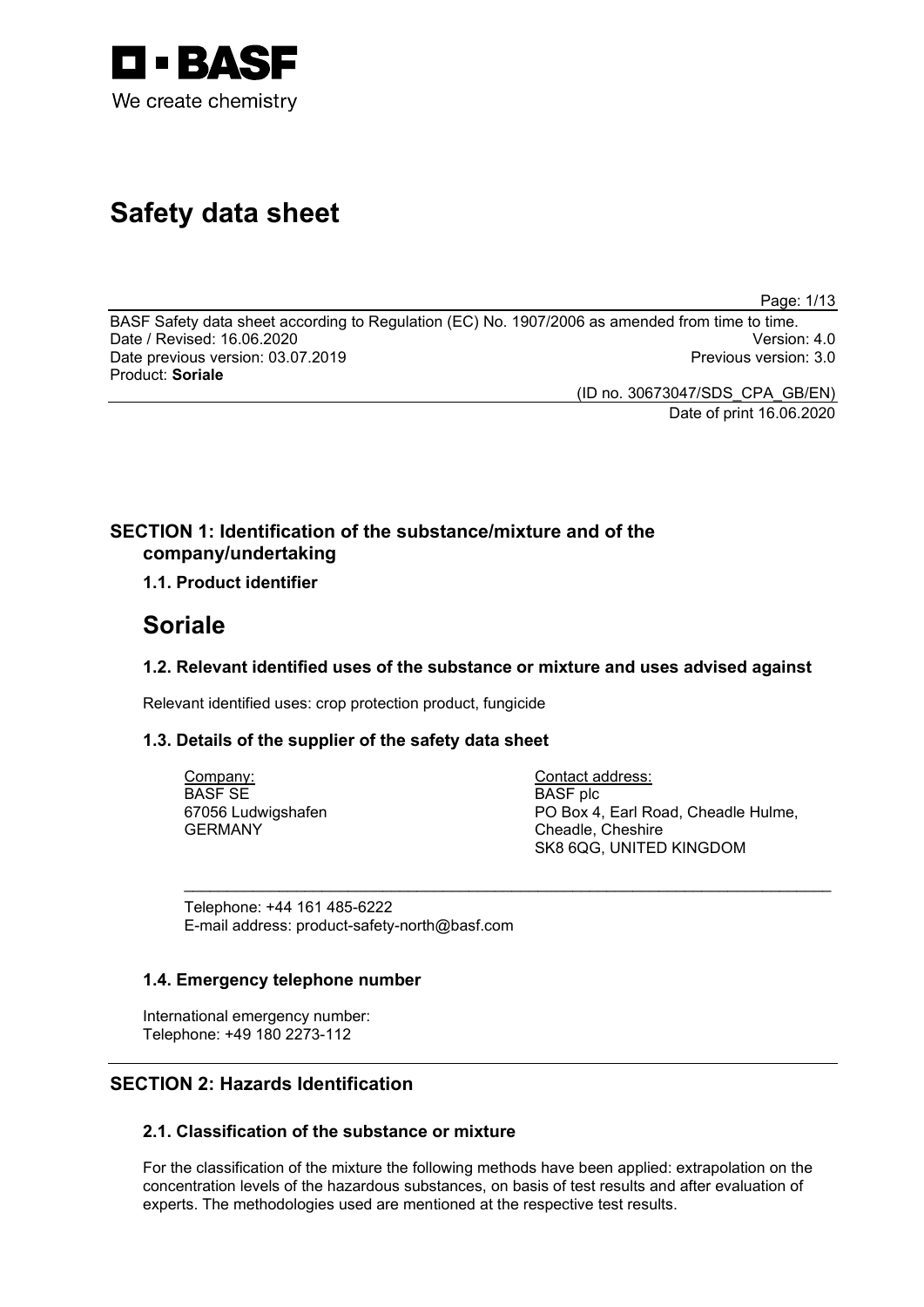BASF
We create chemistry

# Safety data sheet

BASF Safety data sheet according to Regulation (EC) No. 1907/2006 as amended from time to time.
Date / Revised: 16.06.2020 Version: 4.0
Date previous version: 03.07.2019 Previous version: 3.0
Product: **Soriale**

(ID no. 30673047/SDS_CPA_GB/EN)
Date of print 16.06.2020

## SECTION 1: Identification of the substance/mixture and of the company/undertaking

### 1.1. Product identifier

# Soriale

### 1.2. Relevant identified uses of the substance or mixture and uses advised against

Relevant identified uses: crop protection product, fungicide

### 1.3. Details of the supplier of the safety data sheet

Company:
BASF SE
67056 Ludwigshafen
GERMANY

Contact address:
BASF plc
PO Box 4, Earl Road, Cheadle Hulme,
Cheadle, Cheshire
SK8 6QG, UNITED KINGDOM

Telephone: +44 161 485-6222
E-mail address: product-safety-north@basf.com

### 1.4. Emergency telephone number

International emergency number:
Telephone: +49 180 2273-112

## SECTION 2: Hazards Identification

### 2.1. Classification of the substance or mixture

For the classification of the mixture the following methods have been applied: extrapolation on the concentration levels of the hazardous substances, on basis of test results and after evaluation of experts. The methodologies used are mentioned at the respective test results.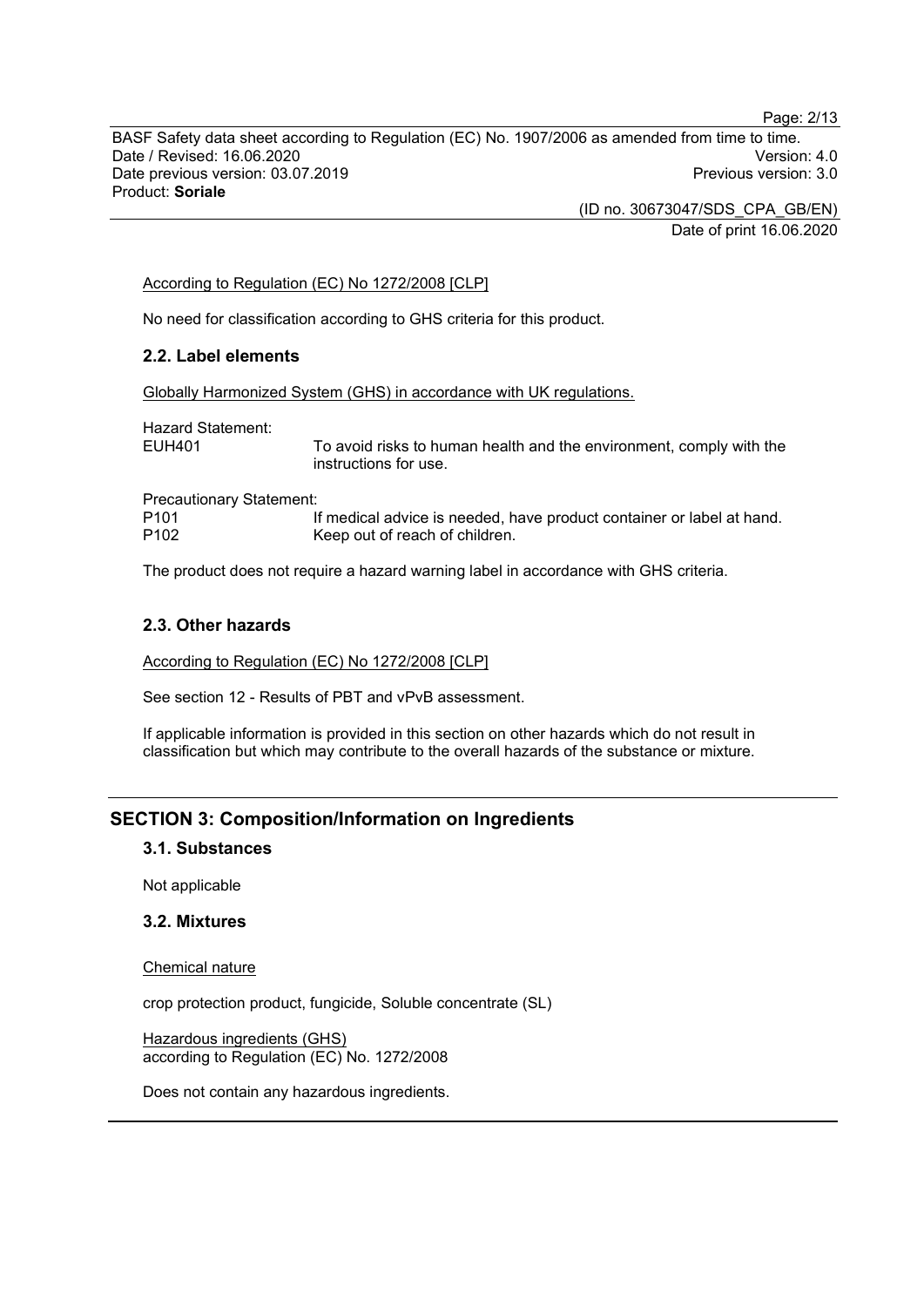According to Regulation (EC) No 1272/2008 [CLP]

No need for classification according to GHS criteria for this product.

### 2.2. Label elements

Globally Harmonized System (GHS) in accordance with UK regulations.

Hazard Statement:

| | |
|---|---|
| EUH401 | To avoid risks to human health and the environment, comply with the instructions for use. |

Precautionary Statement:

| | |
|---|---|
| P101 | If medical advice is needed, have product container or label at hand. |
| P102 | Keep out of reach of children. |

The product does not require a hazard warning label in accordance with GHS criteria.

### 2.3. Other hazards

According to Regulation (EC) No 1272/2008 [CLP]

See section 12 - Results of PBT and vPvB assessment.

If applicable information is provided in this section on other hazards which do not result in classification but which may contribute to the overall hazards of the substance or mixture.

## SECTION 3: Composition/Information on Ingredients

### 3.1. Substances

Not applicable

### 3.2. Mixtures

Chemical nature

crop protection product, fungicide, Soluble concentrate (SL)

Hazardous ingredients (GHS)
according to Regulation (EC) No. 1272/2008

Does not contain any hazardous ingredients.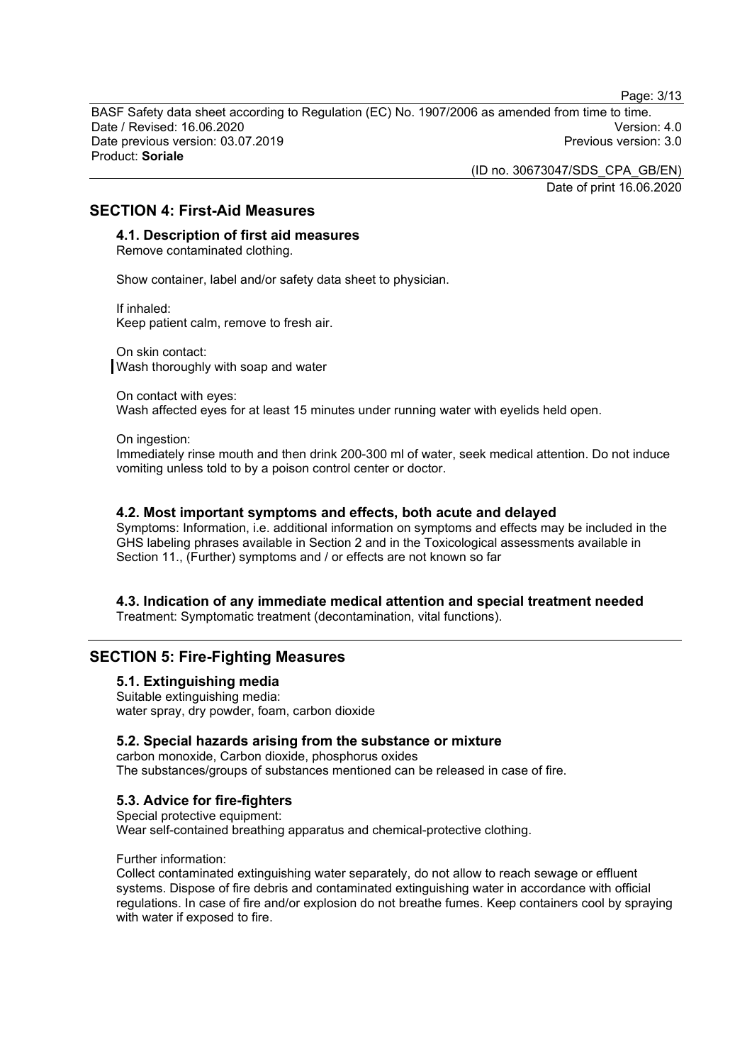## SECTION 4: First-Aid Measures

### 4.1. Description of first aid measures

Remove contaminated clothing.

Show container, label and/or safety data sheet to physician.

If inhaled:
Keep patient calm, remove to fresh air.

On skin contact:
Wash thoroughly with soap and water

On contact with eyes:
Wash affected eyes for at least 15 minutes under running water with eyelids held open.

On ingestion:
Immediately rinse mouth and then drink 200-300 ml of water, seek medical attention. Do not induce vomiting unless told to by a poison control center or doctor.

### 4.2. Most important symptoms and effects, both acute and delayed

Symptoms: Information, i.e. additional information on symptoms and effects may be included in the GHS labeling phrases available in Section 2 and in the Toxicological assessments available in Section 11., (Further) symptoms and / or effects are not known so far

### 4.3. Indication of any immediate medical attention and special treatment needed

Treatment: Symptomatic treatment (decontamination, vital functions).

## SECTION 5: Fire-Fighting Measures

### 5.1. Extinguishing media

Suitable extinguishing media:
water spray, dry powder, foam, carbon dioxide

### 5.2. Special hazards arising from the substance or mixture

carbon monoxide, Carbon dioxide, phosphorus oxides
The substances/groups of substances mentioned can be released in case of fire.

### 5.3. Advice for fire-fighters

Special protective equipment:
Wear self-contained breathing apparatus and chemical-protective clothing.

Further information:
Collect contaminated extinguishing water separately, do not allow to reach sewage or effluent systems. Dispose of fire debris and contaminated extinguishing water in accordance with official regulations. In case of fire and/or explosion do not breathe fumes. Keep containers cool by spraying with water if exposed to fire.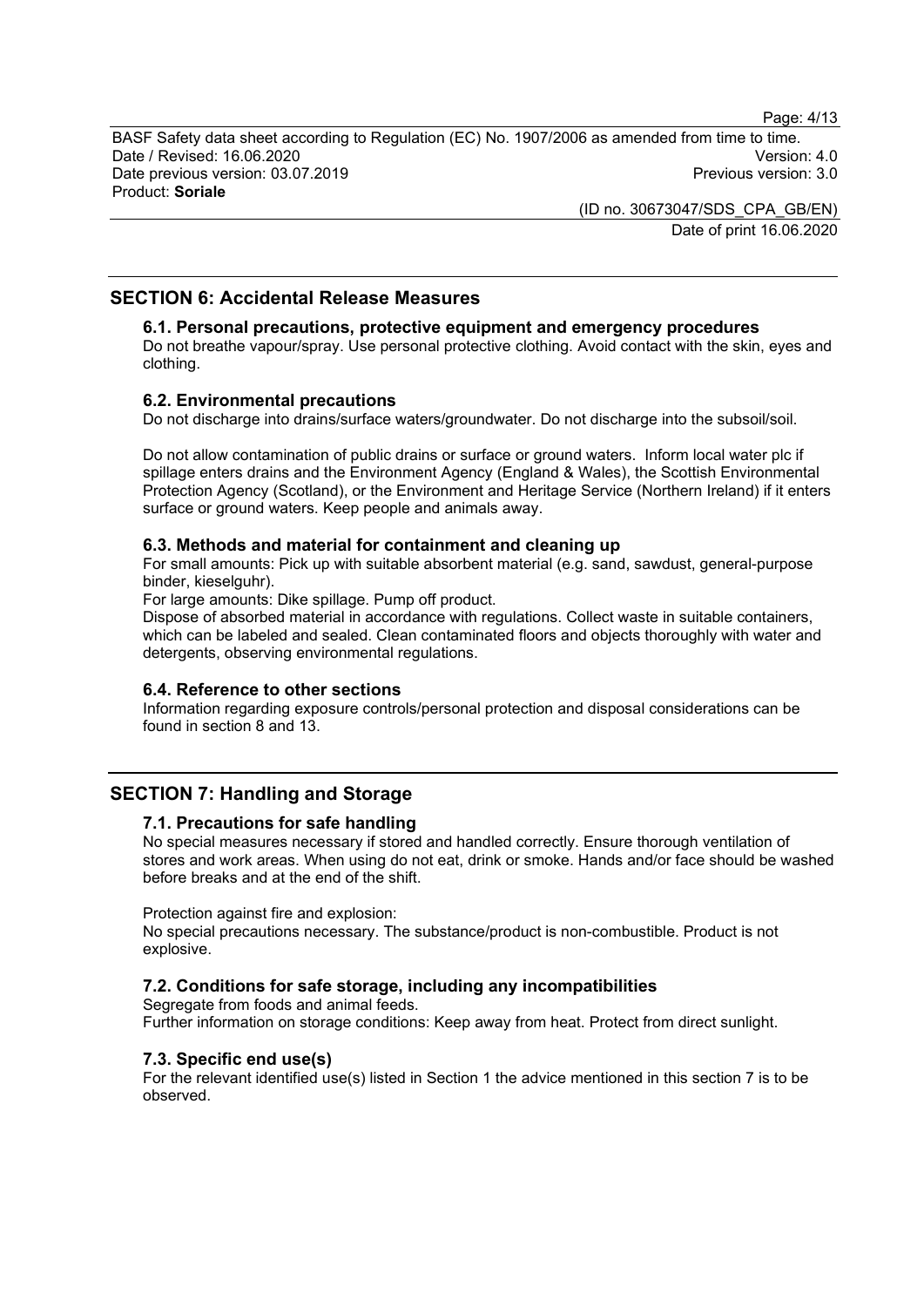## SECTION 6: Accidental Release Measures

### 6.1. Personal precautions, protective equipment and emergency procedures

Do not breathe vapour/spray. Use personal protective clothing. Avoid contact with the skin, eyes and clothing.

### 6.2. Environmental precautions

Do not discharge into drains/surface waters/groundwater. Do not discharge into the subsoil/soil.

Do not allow contamination of public drains or surface or ground waters. Inform local water plc if spillage enters drains and the Environment Agency (England & Wales), the Scottish Environmental Protection Agency (Scotland), or the Environment and Heritage Service (Northern Ireland) if it enters surface or ground waters. Keep people and animals away.

### 6.3. Methods and material for containment and cleaning up

For small amounts: Pick up with suitable absorbent material (e.g. sand, sawdust, general-purpose binder, kieselguhr).

For large amounts: Dike spillage. Pump off product.

Dispose of absorbed material in accordance with regulations. Collect waste in suitable containers, which can be labeled and sealed. Clean contaminated floors and objects thoroughly with water and detergents, observing environmental regulations.

### 6.4. Reference to other sections

Information regarding exposure controls/personal protection and disposal considerations can be found in section 8 and 13.

## SECTION 7: Handling and Storage

### 7.1. Precautions for safe handling

No special measures necessary if stored and handled correctly. Ensure thorough ventilation of stores and work areas. When using do not eat, drink or smoke. Hands and/or face should be washed before breaks and at the end of the shift.

Protection against fire and explosion:

No special precautions necessary. The substance/product is non-combustible. Product is not explosive.

### 7.2. Conditions for safe storage, including any incompatibilities

Segregate from foods and animal feeds.

Further information on storage conditions: Keep away from heat. Protect from direct sunlight.

### 7.3. Specific end use(s)

For the relevant identified use(s) listed in Section 1 the advice mentioned in this section 7 is to be observed.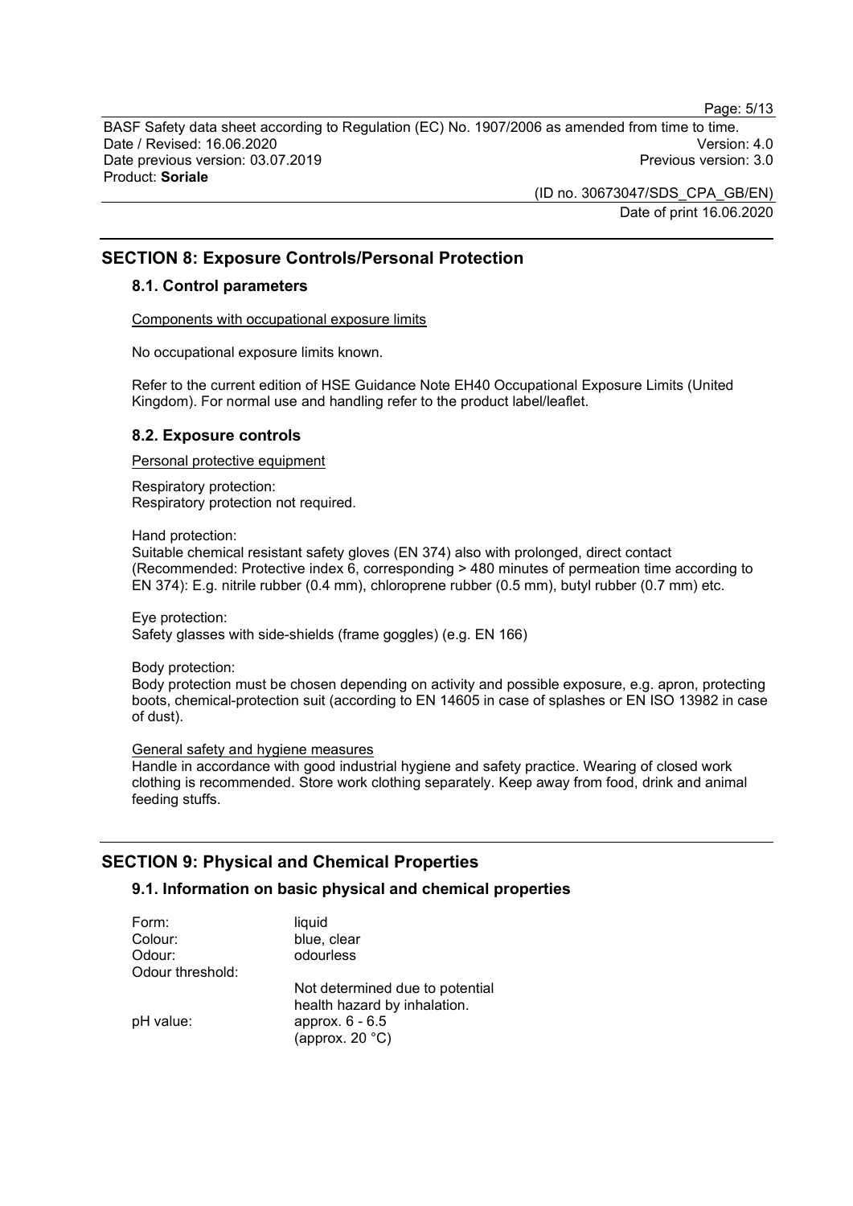## SECTION 8: Exposure Controls/Personal Protection

### 8.1. Control parameters

Components with occupational exposure limits

No occupational exposure limits known.

Refer to the current edition of HSE Guidance Note EH40 Occupational Exposure Limits (United Kingdom). For normal use and handling refer to the product label/leaflet.

### 8.2. Exposure controls

Personal protective equipment

Respiratory protection:
Respiratory protection not required.

Hand protection:
Suitable chemical resistant safety gloves (EN 374) also with prolonged, direct contact (Recommended: Protective index 6, corresponding > 480 minutes of permeation time according to EN 374): E.g. nitrile rubber (0.4 mm), chloroprene rubber (0.5 mm), butyl rubber (0.7 mm) etc.

Eye protection:
Safety glasses with side-shields (frame goggles) (e.g. EN 166)

Body protection:
Body protection must be chosen depending on activity and possible exposure, e.g. apron, protecting boots, chemical-protection suit (according to EN 14605 in case of splashes or EN ISO 13982 in case of dust).

General safety and hygiene measures
Handle in accordance with good industrial hygiene and safety practice. Wearing of closed work clothing is recommended. Store work clothing separately. Keep away from food, drink and animal feeding stuffs.

## SECTION 9: Physical and Chemical Properties

### 9.1. Information on basic physical and chemical properties

| | |
|---|---|
| Form: | liquid |
| Colour: | blue, clear |
| Odour: | odourless |
| Odour threshold: | Not determined due to potential health hazard by inhalation. |
| pH value: | approx. 6 - 6.5 (approx. 20 °C) |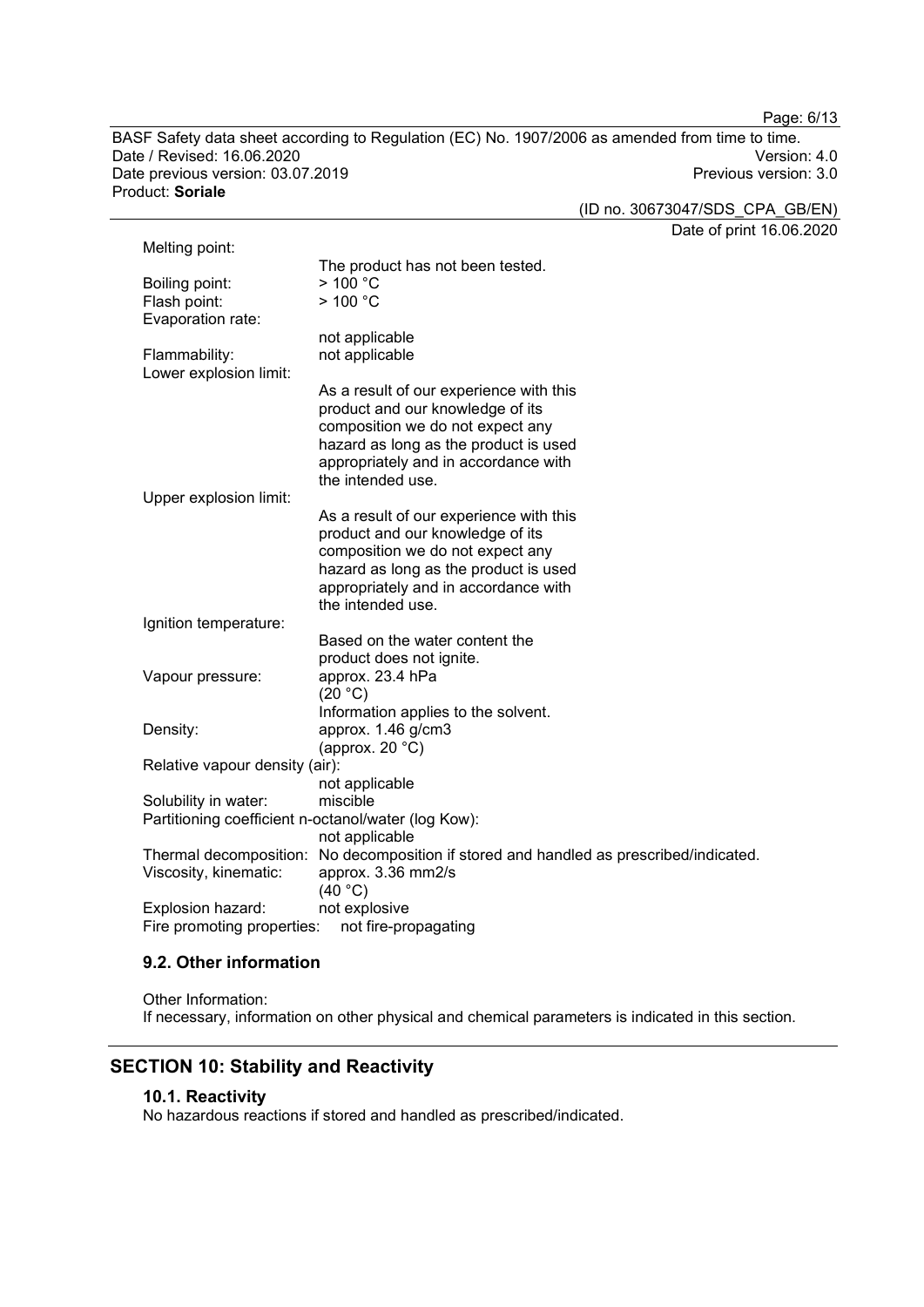Melting point:

The product has not been tested.

Boiling point: > 100 °C

Flash point: > 100 °C

Evaporation rate:

not applicable

Flammability: not applicable

Lower explosion limit:

As a result of our experience with this product and our knowledge of its composition we do not expect any hazard as long as the product is used appropriately and in accordance with the intended use.

Upper explosion limit:

As a result of our experience with this product and our knowledge of its composition we do not expect any hazard as long as the product is used appropriately and in accordance with the intended use.

Ignition temperature:

Based on the water content the product does not ignite.

Vapour pressure: approx. 23.4 hPa
(20 °C)
Information applies to the solvent.

Density: approx. 1.46 g/cm3
(approx. 20 °C)

Relative vapour density (air):

not applicable

Solubility in water: miscible

Partitioning coefficient n-octanol/water (log Kow):

not applicable

Thermal decomposition: No decomposition if stored and handled as prescribed/indicated.

Viscosity, kinematic: approx. 3.36 mm2/s
(40 °C)

Explosion hazard: not explosive

Fire promoting properties: not fire-propagating

### 9.2. Other information

Other Information:
If necessary, information on other physical and chemical parameters is indicated in this section.

## SECTION 10: Stability and Reactivity

### 10.1. Reactivity

No hazardous reactions if stored and handled as prescribed/indicated.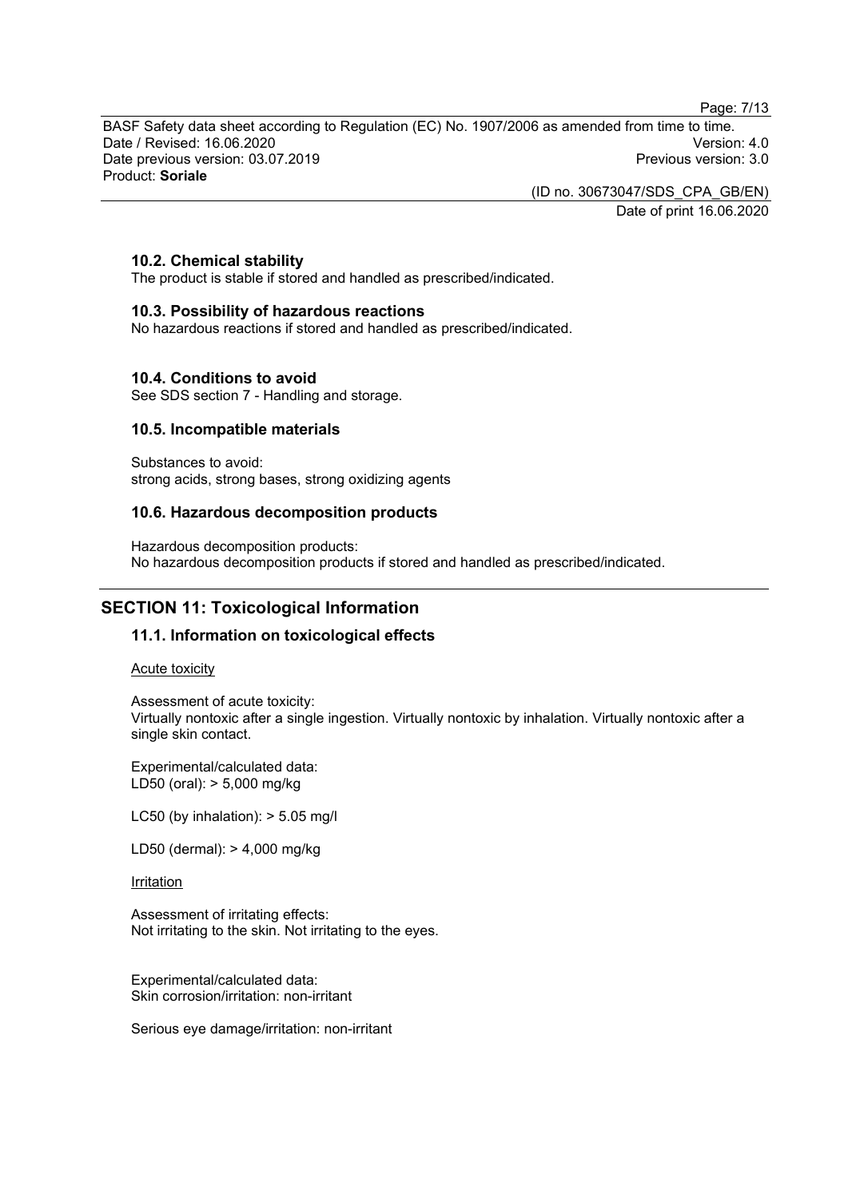### 10.2. Chemical stability

The product is stable if stored and handled as prescribed/indicated.

### 10.3. Possibility of hazardous reactions

No hazardous reactions if stored and handled as prescribed/indicated.

### 10.4. Conditions to avoid

See SDS section 7 - Handling and storage.

### 10.5. Incompatible materials

Substances to avoid:
strong acids, strong bases, strong oxidizing agents

### 10.6. Hazardous decomposition products

Hazardous decomposition products:
No hazardous decomposition products if stored and handled as prescribed/indicated.

## SECTION 11: Toxicological Information

### 11.1. Information on toxicological effects

Acute toxicity

Assessment of acute toxicity:
Virtually nontoxic after a single ingestion. Virtually nontoxic by inhalation. Virtually nontoxic after a single skin contact.

Experimental/calculated data:
LD50 (oral): > 5,000 mg/kg

LC50 (by inhalation): > 5.05 mg/l

LD50 (dermal): > 4,000 mg/kg

Irritation

Assessment of irritating effects:
Not irritating to the skin. Not irritating to the eyes.

Experimental/calculated data:
Skin corrosion/irritation: non-irritant

Serious eye damage/irritation: non-irritant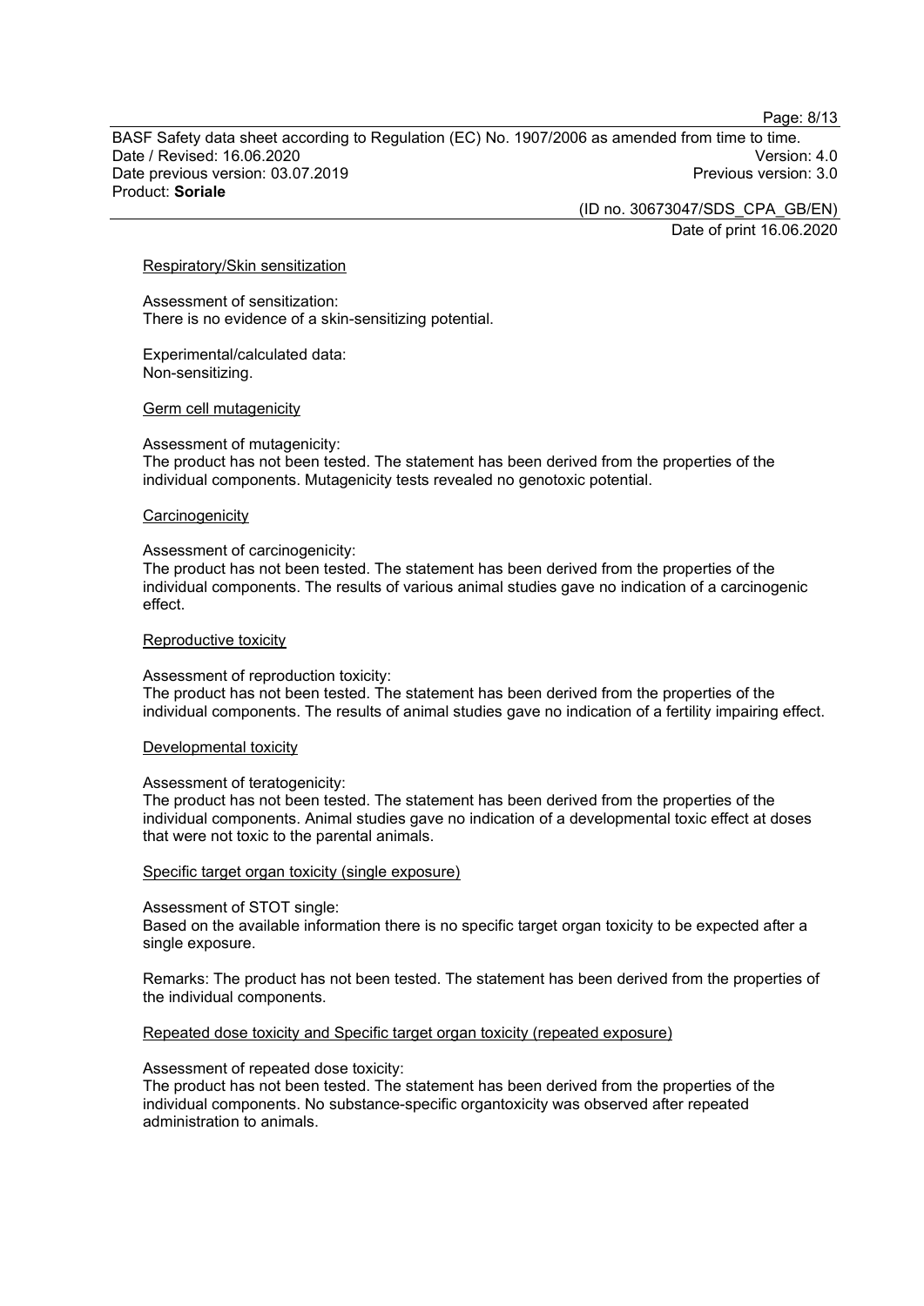#### Respiratory/Skin sensitization

Assessment of sensitization:
There is no evidence of a skin-sensitizing potential.

Experimental/calculated data:
Non-sensitizing.

#### Germ cell mutagenicity

Assessment of mutagenicity:
The product has not been tested. The statement has been derived from the properties of the individual components. Mutagenicity tests revealed no genotoxic potential.

#### Carcinogenicity

Assessment of carcinogenicity:
The product has not been tested. The statement has been derived from the properties of the individual components. The results of various animal studies gave no indication of a carcinogenic effect.

#### Reproductive toxicity

Assessment of reproduction toxicity:
The product has not been tested. The statement has been derived from the properties of the individual components. The results of animal studies gave no indication of a fertility impairing effect.

#### Developmental toxicity

Assessment of teratogenicity:
The product has not been tested. The statement has been derived from the properties of the individual components. Animal studies gave no indication of a developmental toxic effect at doses that were not toxic to the parental animals.

#### Specific target organ toxicity (single exposure)

Assessment of STOT single:
Based on the available information there is no specific target organ toxicity to be expected after a single exposure.

Remarks: The product has not been tested. The statement has been derived from the properties of the individual components.

#### Repeated dose toxicity and Specific target organ toxicity (repeated exposure)

Assessment of repeated dose toxicity:
The product has not been tested. The statement has been derived from the properties of the individual components. No substance-specific organtoxicity was observed after repeated administration to animals.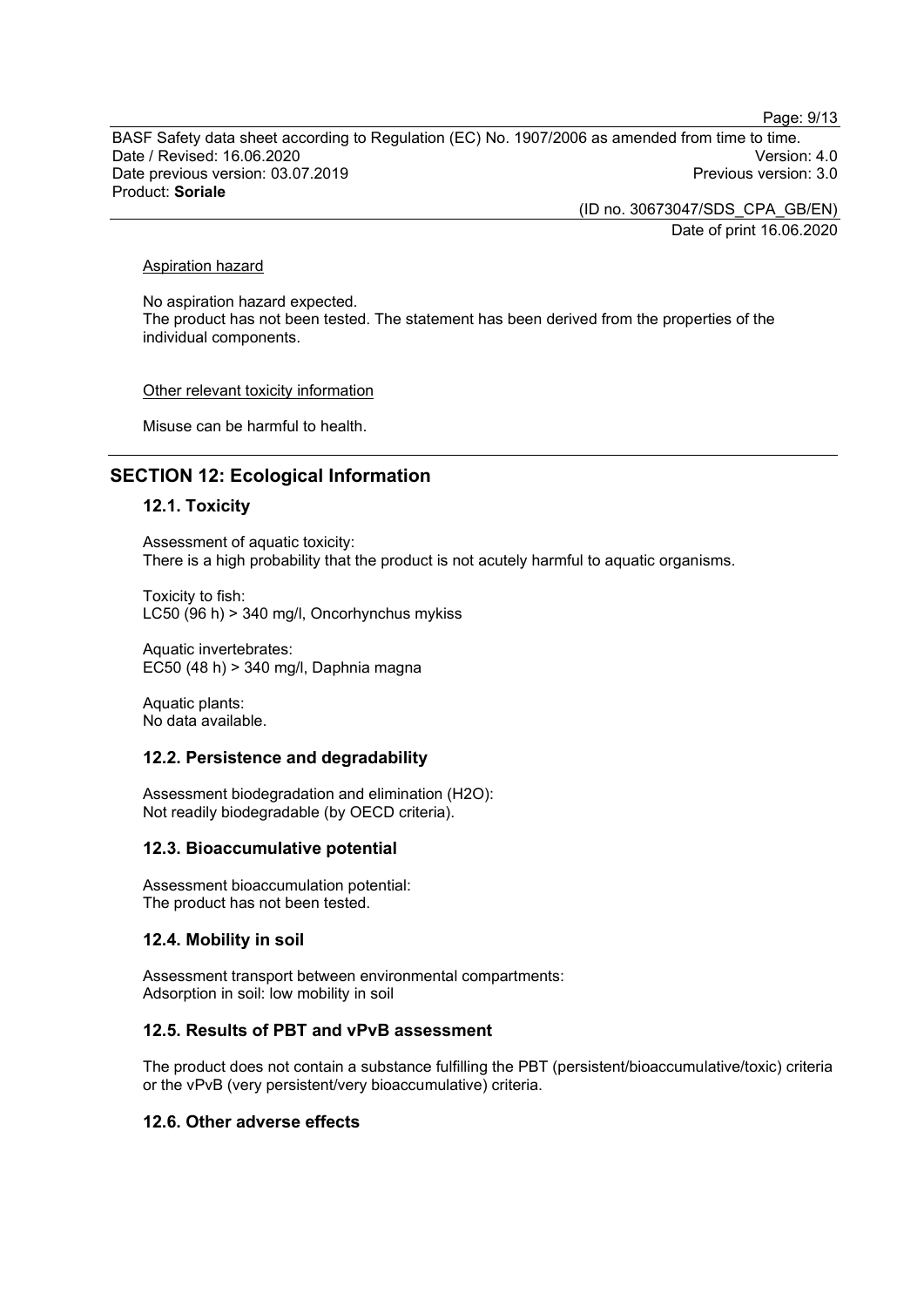Aspiration hazard

No aspiration hazard expected.
The product has not been tested. The statement has been derived from the properties of the individual components.

Other relevant toxicity information

Misuse can be harmful to health.

## SECTION 12: Ecological Information

### 12.1. Toxicity

Assessment of aquatic toxicity:
There is a high probability that the product is not acutely harmful to aquatic organisms.

Toxicity to fish:
LC50 (96 h) > 340 mg/l, Oncorhynchus mykiss

Aquatic invertebrates:
EC50 (48 h) > 340 mg/l, Daphnia magna

Aquatic plants:
No data available.

### 12.2. Persistence and degradability

Assessment biodegradation and elimination ($H_2O$):
Not readily biodegradable (by OECD criteria).

### 12.3. Bioaccumulative potential

Assessment bioaccumulation potential:
The product has not been tested.

### 12.4. Mobility in soil

Assessment transport between environmental compartments:
Adsorption in soil: low mobility in soil

### 12.5. Results of PBT and vPvB assessment

The product does not contain a substance fulfilling the PBT (persistent/bioaccumulative/toxic) criteria or the vPvB (very persistent/very bioaccumulative) criteria.

### 12.6. Other adverse effects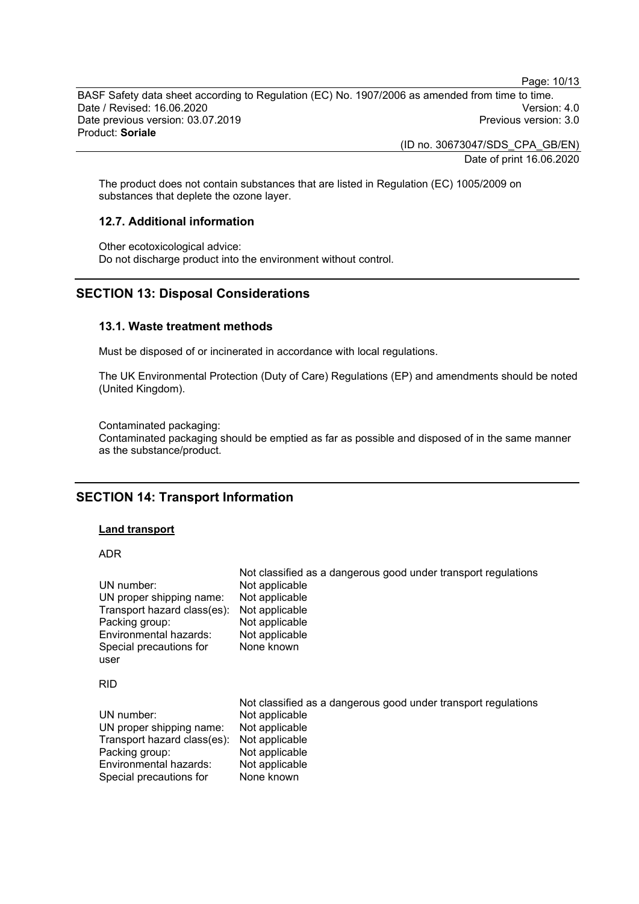The product does not contain substances that are listed in Regulation (EC) 1005/2009 on substances that deplete the ozone layer.

### 12.7. Additional information

Other ecotoxicological advice:
Do not discharge product into the environment without control.

## SECTION 13: Disposal Considerations

### 13.1. Waste treatment methods

Must be disposed of or incinerated in accordance with local regulations.

The UK Environmental Protection (Duty of Care) Regulations (EP) and amendments should be noted (United Kingdom).

Contaminated packaging:
Contaminated packaging should be emptied as far as possible and disposed of in the same manner as the substance/product.

## SECTION 14: Transport Information

**Land transport**

ADR

| | Not classified as a dangerous good under transport regulations |
|---|---|
| UN number: | Not applicable |
| UN proper shipping name: | Not applicable |
| Transport hazard class(es): | Not applicable |
| Packing group: | Not applicable |
| Environmental hazards: | Not applicable |
| Special precautions for user | None known |

RID

| | Not classified as a dangerous good under transport regulations |
|---|---|
| UN number: | Not applicable |
| UN proper shipping name: | Not applicable |
| Transport hazard class(es): | Not applicable |
| Packing group: | Not applicable |
| Environmental hazards: | Not applicable |
| Special precautions for | None known |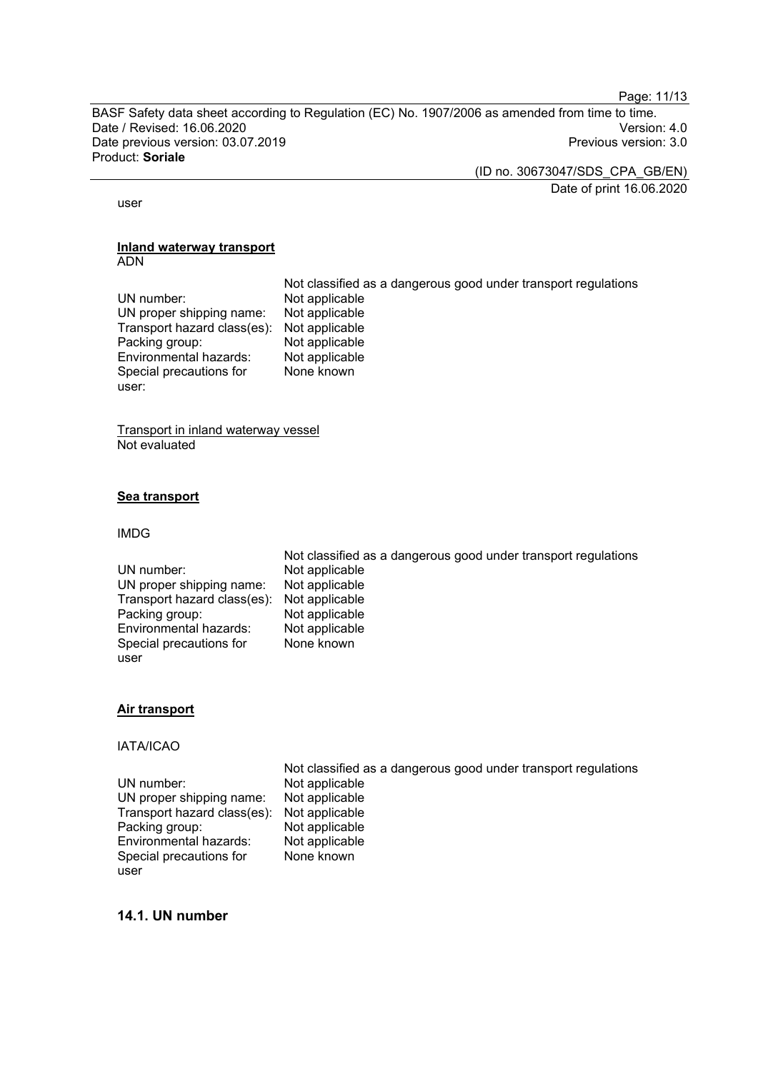user

**Inland waterway transport**

ADN

| | Not classified as a dangerous good under transport regulations |
|---|---|
| UN number: | Not applicable |
| UN proper shipping name: | Not applicable |
| Transport hazard class(es): | Not applicable |
| Packing group: | Not applicable |
| Environmental hazards: | Not applicable |
| Special precautions for user: | None known |

Transport in inland waterway vessel

Not evaluated

**Sea transport**

IMDG

| | Not classified as a dangerous good under transport regulations |
|---|---|
| UN number: | Not applicable |
| UN proper shipping name: | Not applicable |
| Transport hazard class(es): | Not applicable |
| Packing group: | Not applicable |
| Environmental hazards: | Not applicable |
| Special precautions for user | None known |

**Air transport**

IATA/ICAO

| | Not classified as a dangerous good under transport regulations |
|---|---|
| UN number: | Not applicable |
| UN proper shipping name: | Not applicable |
| Transport hazard class(es): | Not applicable |
| Packing group: | Not applicable |
| Environmental hazards: | Not applicable |
| Special precautions for user | None known |

## 14.1. UN number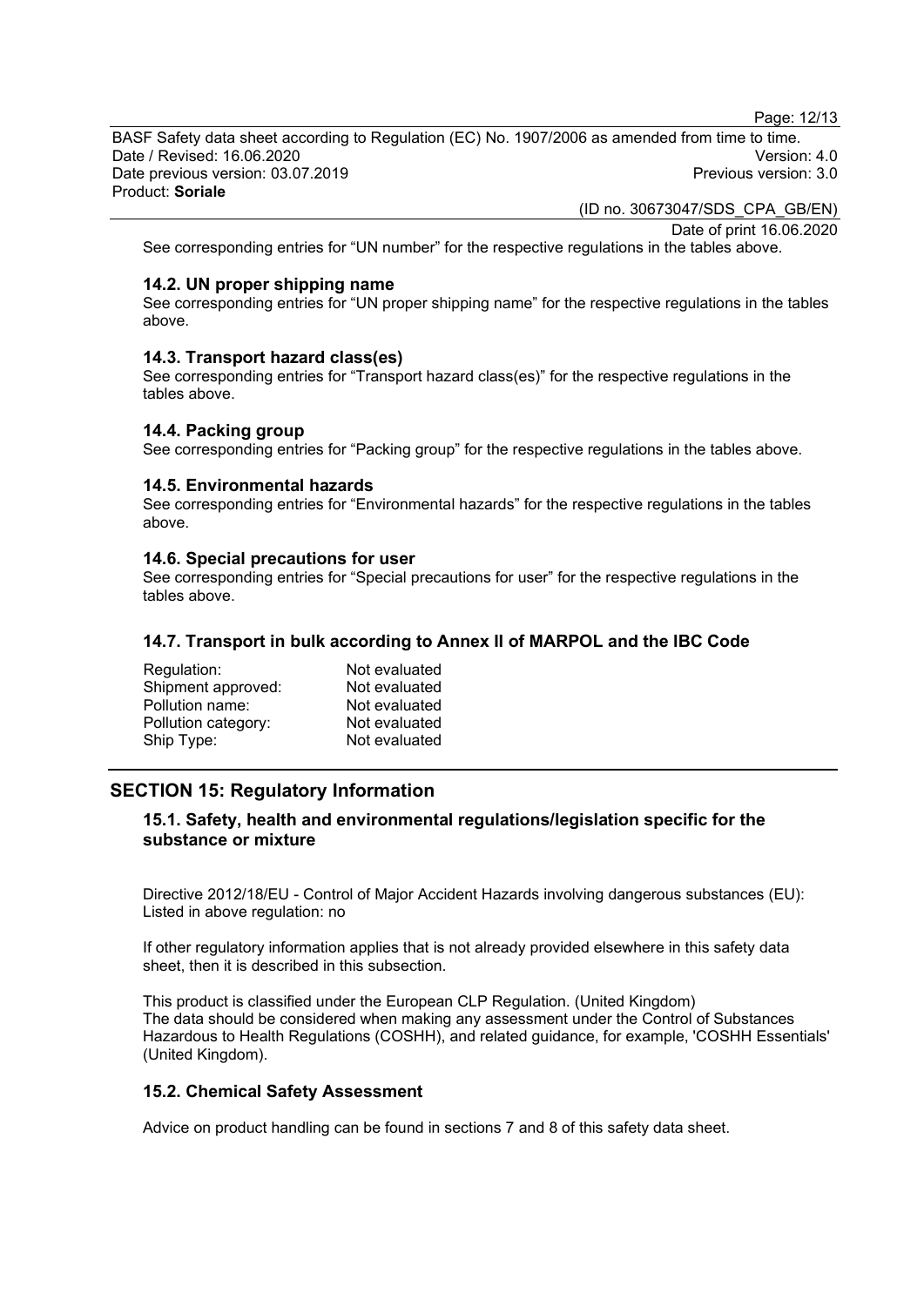See corresponding entries for “UN number” for the respective regulations in the tables above.

### 14.2. UN proper shipping name

See corresponding entries for “UN proper shipping name” for the respective regulations in the tables above.

### 14.3. Transport hazard class(es)

See corresponding entries for “Transport hazard class(es)” for the respective regulations in the tables above.

### 14.4. Packing group

See corresponding entries for “Packing group” for the respective regulations in the tables above.

### 14.5. Environmental hazards

See corresponding entries for “Environmental hazards” for the respective regulations in the tables above.

### 14.6. Special precautions for user

See corresponding entries for “Special precautions for user” for the respective regulations in the tables above.

### 14.7. Transport in bulk according to Annex II of MARPOL and the IBC Code

| | |
|---|---|
| Regulation: | Not evaluated |
| Shipment approved: | Not evaluated |
| Pollution name: | Not evaluated |
| Pollution category: | Not evaluated |
| Ship Type: | Not evaluated |

## SECTION 15: Regulatory Information

### 15.1. Safety, health and environmental regulations/legislation specific for the substance or mixture

Directive 2012/18/EU - Control of Major Accident Hazards involving dangerous substances (EU): Listed in above regulation: no

If other regulatory information applies that is not already provided elsewhere in this safety data sheet, then it is described in this subsection.

This product is classified under the European CLP Regulation. (United Kingdom)
The data should be considered when making any assessment under the Control of Substances Hazardous to Health Regulations (COSHH), and related guidance, for example, 'COSHH Essentials' (United Kingdom).

### 15.2. Chemical Safety Assessment

Advice on product handling can be found in sections 7 and 8 of this safety data sheet.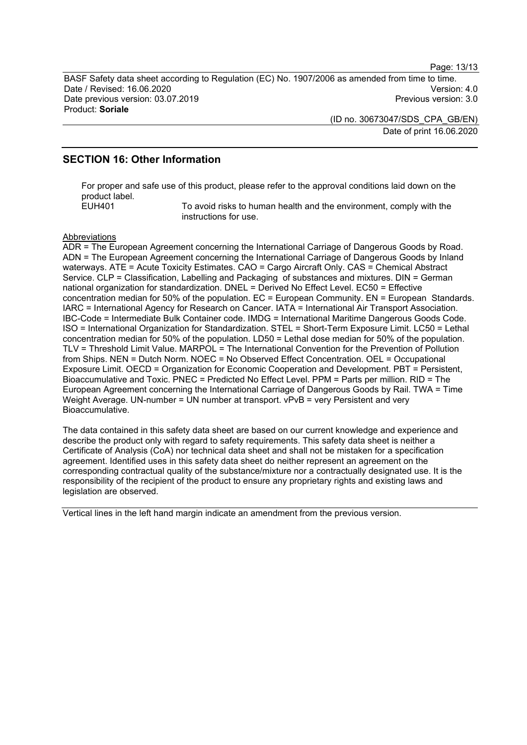## SECTION 16: Other Information

For proper and safe use of this product, please refer to the approval conditions laid down on the product label.

EUH401 To avoid risks to human health and the environment, comply with the instructions for use.

Abbreviations

ADR = The European Agreement concerning the International Carriage of Dangerous Goods by Road. ADN = The European Agreement concerning the International Carriage of Dangerous Goods by Inland waterways. ATE = Acute Toxicity Estimates. CAO = Cargo Aircraft Only. CAS = Chemical Abstract Service. CLP = Classification, Labelling and Packaging of substances and mixtures. DIN = German national organization for standardization. DNEL = Derived No Effect Level. EC50 = Effective concentration median for 50% of the population. EC = European Community. EN = European Standards. IARC = International Agency for Research on Cancer. IATA = International Air Transport Association. IBC-Code = Intermediate Bulk Container code. IMDG = International Maritime Dangerous Goods Code. ISO = International Organization for Standardization. STEL = Short-Term Exposure Limit. LC50 = Lethal concentration median for 50% of the population. LD50 = Lethal dose median for 50% of the population. TLV = Threshold Limit Value. MARPOL = The International Convention for the Prevention of Pollution from Ships. NEN = Dutch Norm. NOEC = No Observed Effect Concentration. OEL = Occupational Exposure Limit. OECD = Organization for Economic Cooperation and Development. PBT = Persistent, Bioaccumulative and Toxic. PNEC = Predicted No Effect Level. PPM = Parts per million. RID = The European Agreement concerning the International Carriage of Dangerous Goods by Rail. TWA = Time Weight Average. UN-number = UN number at transport. vPvB = very Persistent and very Bioaccumulative.

The data contained in this safety data sheet are based on our current knowledge and experience and describe the product only with regard to safety requirements. This safety data sheet is neither a Certificate of Analysis (CoA) nor technical data sheet and shall not be mistaken for a specification agreement. Identified uses in this safety data sheet do neither represent an agreement on the corresponding contractual quality of the substance/mixture nor a contractually designated use. It is the responsibility of the recipient of the product to ensure any proprietary rights and existing laws and legislation are observed.

Vertical lines in the left hand margin indicate an amendment from the previous version.